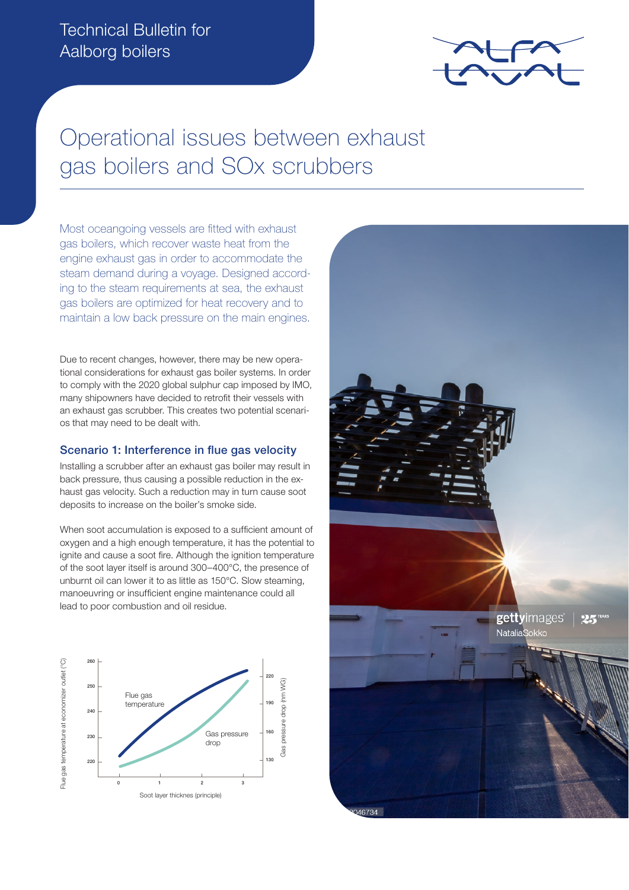Technical Bulletin for Aalborg boilers

# Operational issues between exhaust gas boilers and SOx scrubbers

Most oceangoing vessels are fitted with exhaust gas boilers, which recover waste heat from the engine exhaust gas in order to accommodate the steam demand during a voyage. Designed according to the steam requirements at sea, the exhaust gas boilers are optimized for heat recovery and to maintain a low back pressure on the main engines.

Due to recent changes, however, there may be new operational considerations for exhaust gas boiler systems. In order to comply with the 2020 global sulphur cap imposed by IMO, many shipowners have decided to retrofit their vessels with an exhaust gas scrubber. This creates two potential scenarios that may need to be dealt with.

## Scenario 1: Interference in flue gas velocity

Installing a scrubber after an exhaust gas boiler may result in back pressure, thus causing a possible reduction in the exhaust gas velocity. Such a reduction may in turn cause soot deposits to increase on the boiler's smoke side.

When soot accumulation is exposed to a sufficient amount of oxygen and a high enough temperature, it has the potential to ignite and cause a soot fire. Although the ignition temperature of the soot layer itself is around 300–400°C, the presence of unburnt oil can lower it to as little as 150°C. Slow steaming, manoeuvring or insufficient engine maintenance could all lead to poor combustion and oil residue.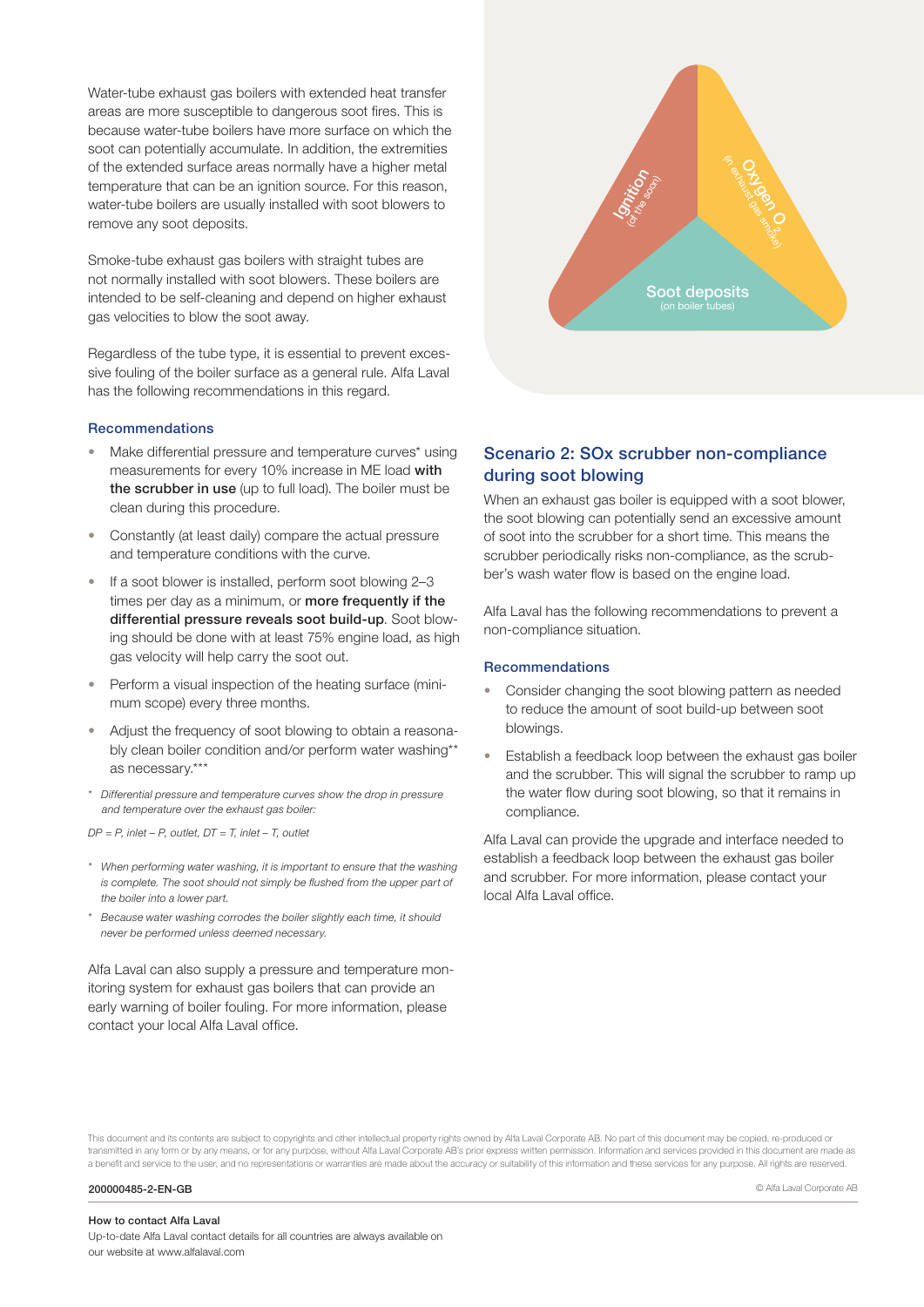Water-tube exhaust gas boilers with extended heat transfer areas are more susceptible to dangerous soot fires. This is because water-tube boilers have more surface on which the soot can potentially accumulate. In addition, the extremities of the extended surface areas normally have a higher metal temperature that can be an ignition source. For this reason, water-tube boilers are usually installed with soot blowers to remove any soot deposits.

Smoke-tube exhaust gas boilers with straight tubes are not normally installed with soot blowers. These boilers are intended to be self-cleaning and depend on higher exhaust gas velocities to blow the soot away.

Regardless of the tube type, it is essential to prevent excessive fouling of the boiler surface as a general rule. Alfa Laval has the following recommendations in this regard.

### Recommendations

- Make differential pressure and temperature curves* using measurements for every 10% increase in ME load **with the scrubber in use** (up to full load). The boiler must be clean during this procedure.
- Constantly (at least daily) compare the actual pressure and temperature conditions with the curve.
- If a soot blower is installed, perform soot blowing 2–3 times per day as a minimum, or **more frequently if the differential pressure reveals soot build-up**. Soot blowing should be done with at least 75% engine load, as high gas velocity will help carry the soot out.
- Perform a visual inspection of the heating surface (minimum scope) every three months.
- Adjust the frequency of soot blowing to obtain a reasonably clean boiler condition and/or perform water washing** as necessary.***

\* *Differential pressure and temperature curves show the drop in pressure and temperature over the exhaust gas boiler:*

*DP = P, inlet – P, outlet, DT = T, inlet – T, outlet*

\* *When performing water washing, it is important to ensure that the washing is complete. The soot should not simply be flushed from the upper part of the boiler into a lower part.*

\* *Because water washing corrodes the boiler slightly each time, it should never be performed unless deemed necessary.*

Alfa Laval can also supply a pressure and temperature monitoring system for exhaust gas boilers that can provide an early warning of boiler fouling. For more information, please contact your local Alfa Laval office.

Ignition
(of the soot)

Oxygen $O_2$
(in exhaust gas smoke)

Soot deposits
(on boiler tubes)

## Scenario 2: SOx scrubber non-compliance during soot blowing

When an exhaust gas boiler is equipped with a soot blower, the soot blowing can potentially send an excessive amount of soot into the scrubber for a short time. This means the scrubber periodically risks non-compliance, as the scrubber's wash water flow is based on the engine load.

Alfa Laval has the following recommendations to prevent a non-compliance situation.

### Recommendations

- Consider changing the soot blowing pattern as needed to reduce the amount of soot build-up between soot blowings.
- Establish a feedback loop between the exhaust gas boiler and the scrubber. This will signal the scrubber to ramp up the water flow during soot blowing, so that it remains in compliance.

Alfa Laval can provide the upgrade and interface needed to establish a feedback loop between the exhaust gas boiler and scrubber. For more information, please contact your local Alfa Laval office.

This document and its contents are subject to copyrights and other intellectual property rights owned by Alfa Laval Corporate AB. No part of this document may be copied, re-produced or transmitted in any form or by any means, or for any purpose, without Alfa Laval Corporate AB's prior express written permission. Information and services provided in this document are made as a benefit and service to the user, and no representations or warranties are made about the accuracy or suitability of this information and these services for any purpose. All rights are reserved.

200000485-2-EN-GB

© Alfa Laval Corporate AB

**How to contact Alfa Laval**
Up-to-date Alfa Laval contact details for all countries are always available on our website at www.alfalaval.com